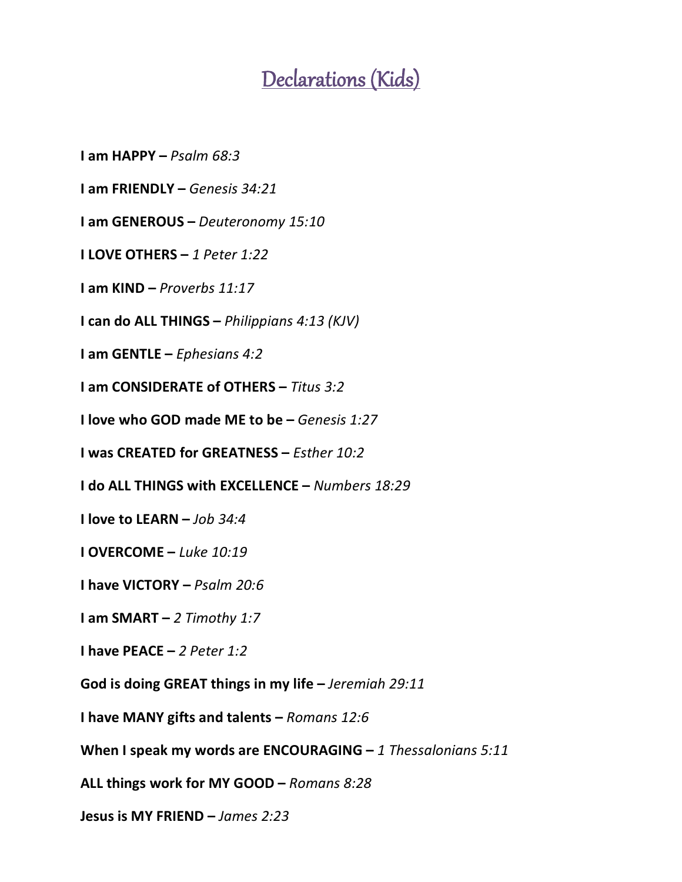# Declarations (Kids)

**I am HAPPY –** *Psalm 68:3*

**I am FRIENDLY –** *Genesis 34:21*

**I am GENEROUS –** *Deuteronomy 15:10*

**I LOVE OTHERS –** *1 Peter 1:22*

**I am KIND –** *Proverbs 11:17*

**I can do ALL THINGS –** *Philippians 4:13 (KJV)*

**I am GENTLE –** *Ephesians 4:2*

**I am CONSIDERATE of OTHERS –** *Titus 3:2*

**I love who GOD made ME to be –** *Genesis 1:27*

**I was CREATED for GREATNESS –** *Esther 10:2*

**I do ALL THINGS with EXCELLENCE –** *Numbers 18:29*

**I love to LEARN –** *Job 34:4*

**I OVERCOME –** *Luke 10:19*

**I have VICTORY –** *Psalm 20:6*

**I am SMART –** *2 Timothy 1:7*

**I have PEACE –** *2 Peter 1:2*

**God is doing GREAT things in my life –** *Jeremiah 29:11*

**I have MANY gifts and talents –** *Romans 12:6*

**When I speak my words are ENCOURAGING –** *1 Thessalonians 5:11*

**ALL things work for MY GOOD –** *Romans 8:28*

**Jesus is MY FRIEND –** *James 2:23*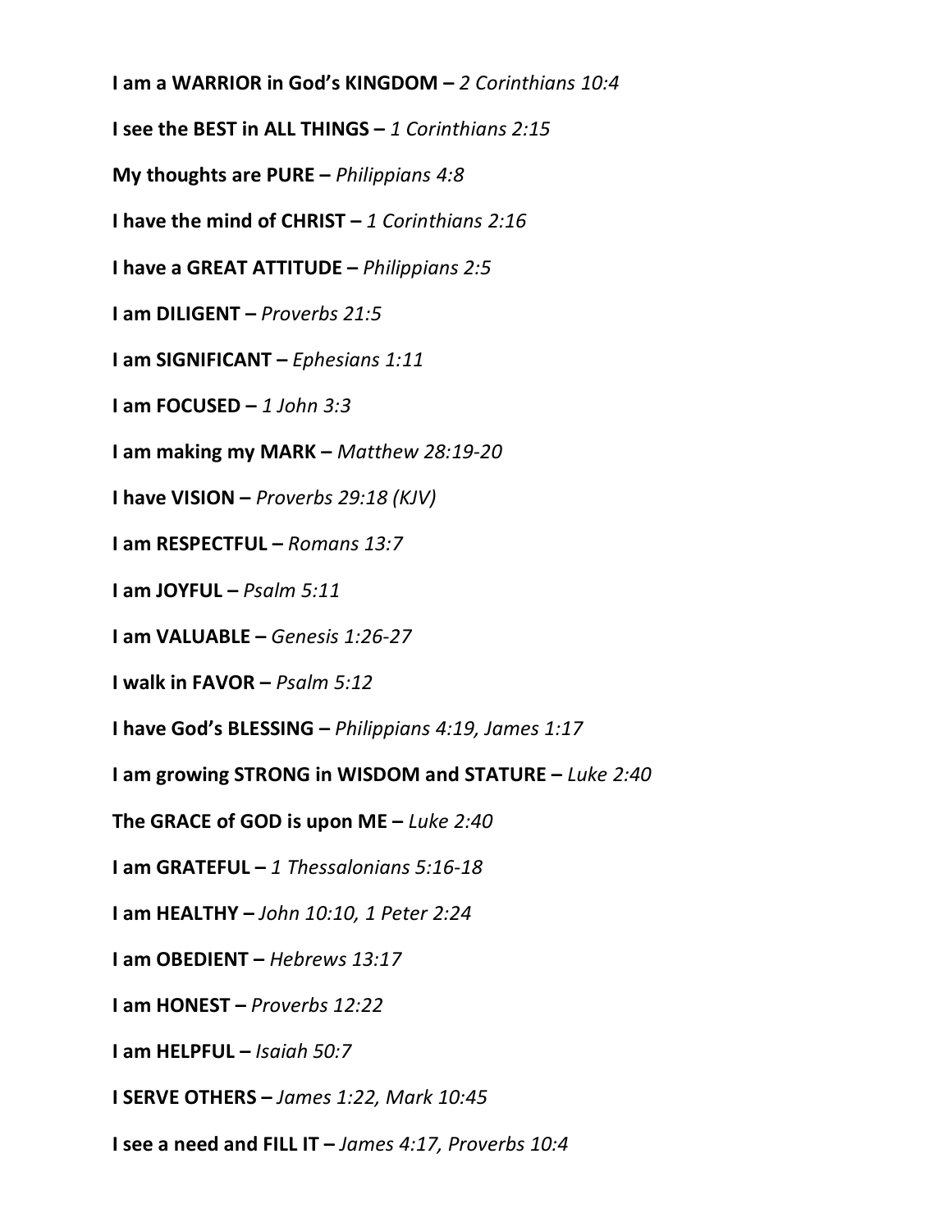**I am a WARRIOR in God's KINGDOM –** *2 Corinthians 10:4*

**I see the BEST in ALL THINGS –** *1 Corinthians 2:15*

**My thoughts are PURE –** *Philippians 4:8*

**I have the mind of CHRIST –** *1 Corinthians 2:16*

**I have a GREAT ATTITUDE –** *Philippians 2:5*

**I am DILIGENT –** *Proverbs 21:5*

**I am SIGNIFICANT –** *Ephesians 1:11*

**I am FOCUSED –** *1 John 3:3*

**I am making my MARK –** *Matthew 28:19-20*

**I have VISION –** *Proverbs 29:18 (KJV)*

**I am RESPECTFUL –** *Romans 13:7*

**I am JOYFUL –** *Psalm 5:11*

**I am VALUABLE –** *Genesis 1:26-27*

**I walk in FAVOR –** *Psalm 5:12*

**I have God's BLESSING –** *Philippians 4:19, James 1:17*

**I am growing STRONG in WISDOM and STATURE –** *Luke 2:40*

**The GRACE of GOD is upon ME –** *Luke 2:40*

**I am GRATEFUL –** *1 Thessalonians 5:16-18*

**I am HEALTHY –** *John 10:10, 1 Peter 2:24*

**I am OBEDIENT –** *Hebrews 13:17*

**I am HONEST –** *Proverbs 12:22*

**I am HELPFUL –** *Isaiah 50:7*

**I SERVE OTHERS –** *James 1:22, Mark 10:45*

**I see a need and FILL IT –** *James 4:17, Proverbs 10:4*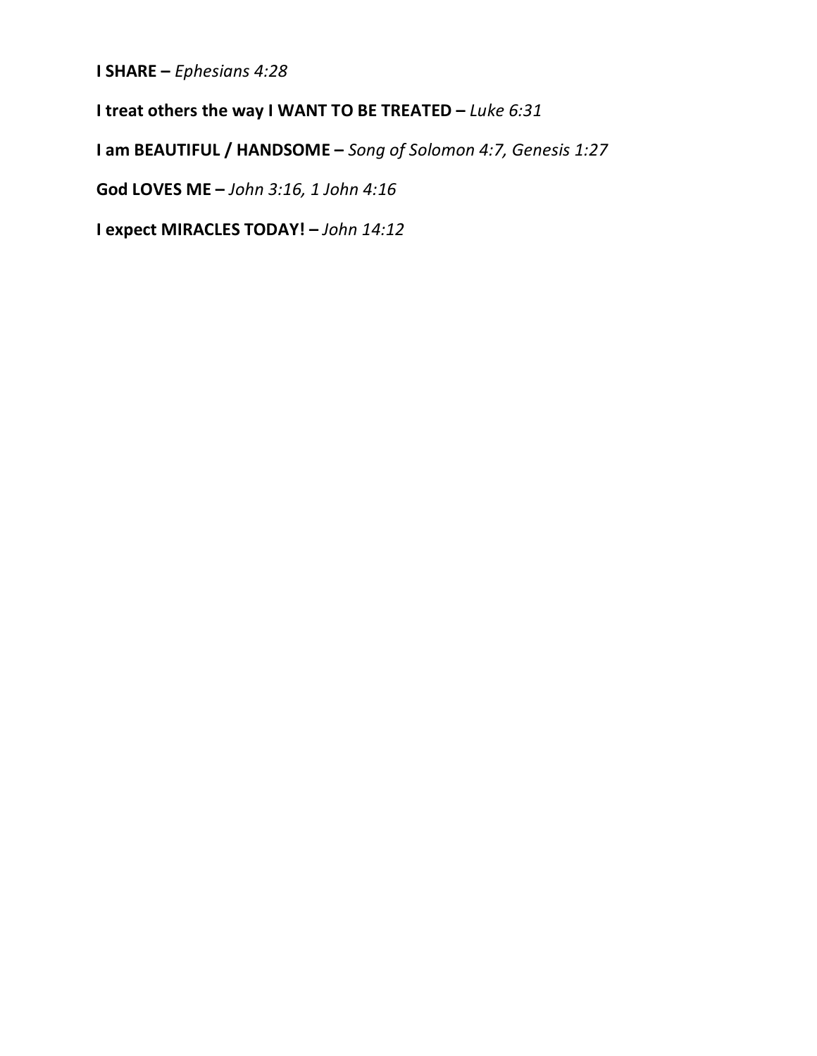**I SHARE –** *Ephesians 4:28*

**I treat others the way I WANT TO BE TREATED –** *Luke 6:31*

**I am BEAUTIFUL / HANDSOME –** *Song of Solomon 4:7, Genesis 1:27*

**God LOVES ME –** *John 3:16, 1 John 4:16*

**I expect MIRACLES TODAY! –** *John 14:12*